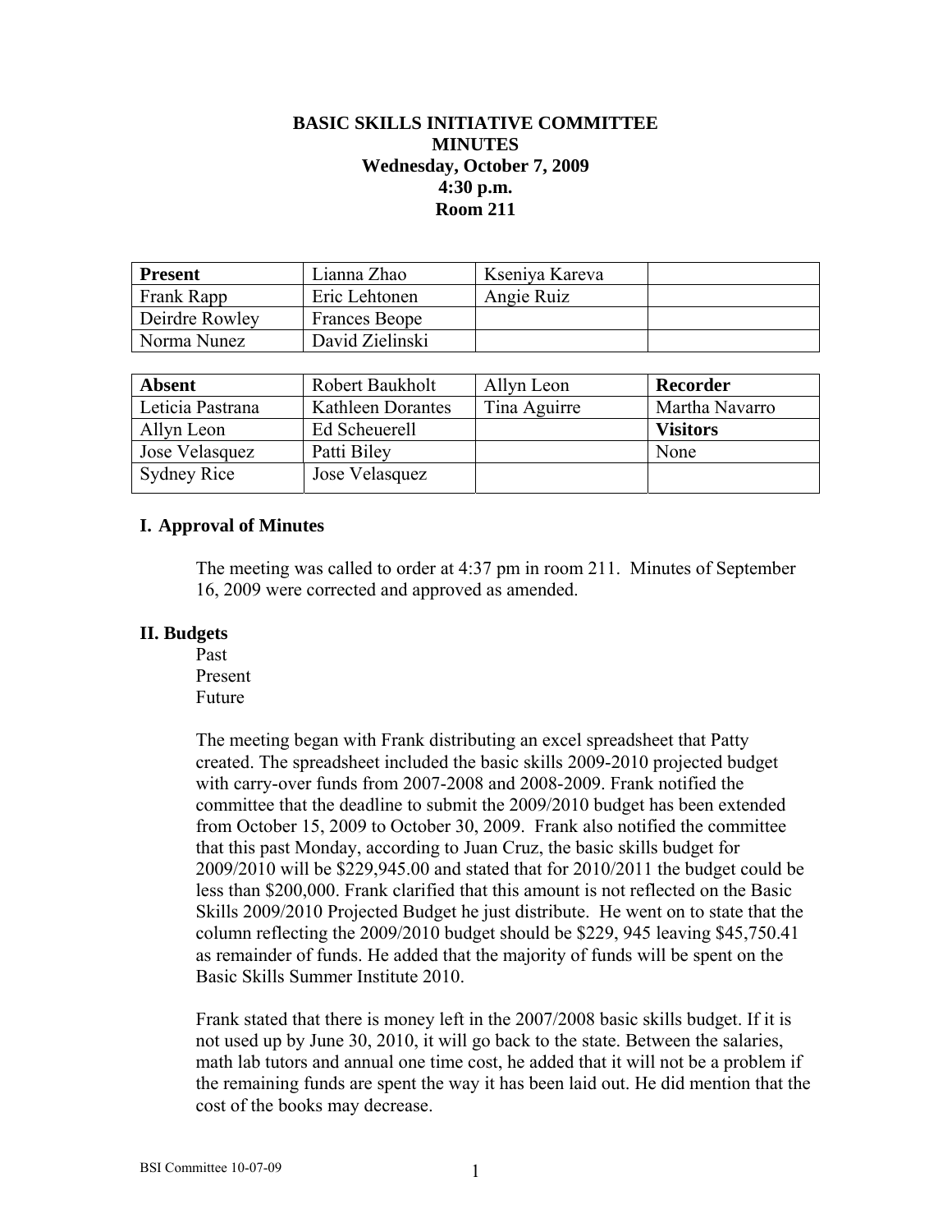**BASIC SKILLS INITIATIVE COMMITTEE**
**MINUTES**
**Wednesday, October 7, 2009**
**4:30 p.m.**
**Room 211**

| **Present** | Lianna Zhao | Kseniya Kareva | |
|---|---|---|---|
| Frank Rapp | Eric Lehtonen | Angie Ruiz | |
| Deirdre Rowley | Frances Beope | | |
| Norma Nunez | David Zielinski | | |

| **Absent** | Robert Baukholt | Allyn Leon | **Recorder** |
|---|---|---|---|
| Leticia Pastrana | Kathleen Dorantes | Tina Aguirre | Martha Navarro |
| Allyn Leon | Ed Scheuerell | | **Visitors** |
| Jose Velasquez | Patti Biley | | None |
| Sydney Rice | Jose Velasquez | | |

## I. Approval of Minutes

The meeting was called to order at 4:37 pm in room 211. Minutes of September 16, 2009 were corrected and approved as amended.

## II. Budgets

Past
Present
Future

The meeting began with Frank distributing an excel spreadsheet that Patty created. The spreadsheet included the basic skills 2009-2010 projected budget with carry-over funds from 2007-2008 and 2008-2009. Frank notified the committee that the deadline to submit the 2009/2010 budget has been extended from October 15, 2009 to October 30, 2009. Frank also notified the committee that this past Monday, according to Juan Cruz, the basic skills budget for 2009/2010 will be $229,945.00 and stated that for 2010/2011 the budget could be less than $200,000. Frank clarified that this amount is not reflected on the Basic Skills 2009/2010 Projected Budget he just distribute. He went on to state that the column reflecting the 2009/2010 budget should be $229, 945 leaving $45,750.41 as remainder of funds. He added that the majority of funds will be spent on the Basic Skills Summer Institute 2010.

Frank stated that there is money left in the 2007/2008 basic skills budget. If it is not used up by June 30, 2010, it will go back to the state. Between the salaries, math lab tutors and annual one time cost, he added that it will not be a problem if the remaining funds are spent the way it has been laid out. He did mention that the cost of the books may decrease.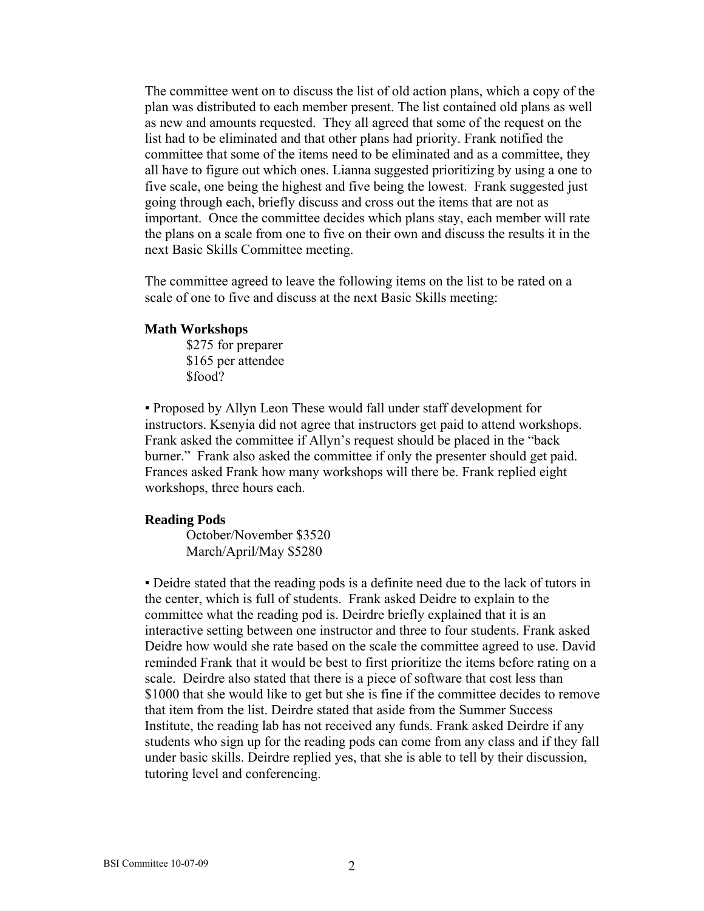The committee went on to discuss the list of old action plans, which a copy of the plan was distributed to each member present. The list contained old plans as well as new and amounts requested. They all agreed that some of the request on the list had to be eliminated and that other plans had priority. Frank notified the committee that some of the items need to be eliminated and as a committee, they all have to figure out which ones. Lianna suggested prioritizing by using a one to five scale, one being the highest and five being the lowest. Frank suggested just going through each, briefly discuss and cross out the items that are not as important. Once the committee decides which plans stay, each member will rate the plans on a scale from one to five on their own and discuss the results it in the next Basic Skills Committee meeting.

The committee agreed to leave the following items on the list to be rated on a scale of one to five and discuss at the next Basic Skills meeting:

**Math Workshops**

$275 for preparer
$165 per attendee
$food?

▪ Proposed by Allyn Leon These would fall under staff development for instructors. Ksenyia did not agree that instructors get paid to attend workshops. Frank asked the committee if Allyn's request should be placed in the "back burner." Frank also asked the committee if only the presenter should get paid. Frances asked Frank how many workshops will there be. Frank replied eight workshops, three hours each.

**Reading Pods**

October/November $3520
March/April/May $5280

▪ Deidre stated that the reading pods is a definite need due to the lack of tutors in the center, which is full of students. Frank asked Deidre to explain to the committee what the reading pod is. Deirdre briefly explained that it is an interactive setting between one instructor and three to four students. Frank asked Deidre how would she rate based on the scale the committee agreed to use. David reminded Frank that it would be best to first prioritize the items before rating on a scale. Deirdre also stated that there is a piece of software that cost less than $1000 that she would like to get but she is fine if the committee decides to remove that item from the list. Deirdre stated that aside from the Summer Success Institute, the reading lab has not received any funds. Frank asked Deirdre if any students who sign up for the reading pods can come from any class and if they fall under basic skills. Deirdre replied yes, that she is able to tell by their discussion, tutoring level and conferencing.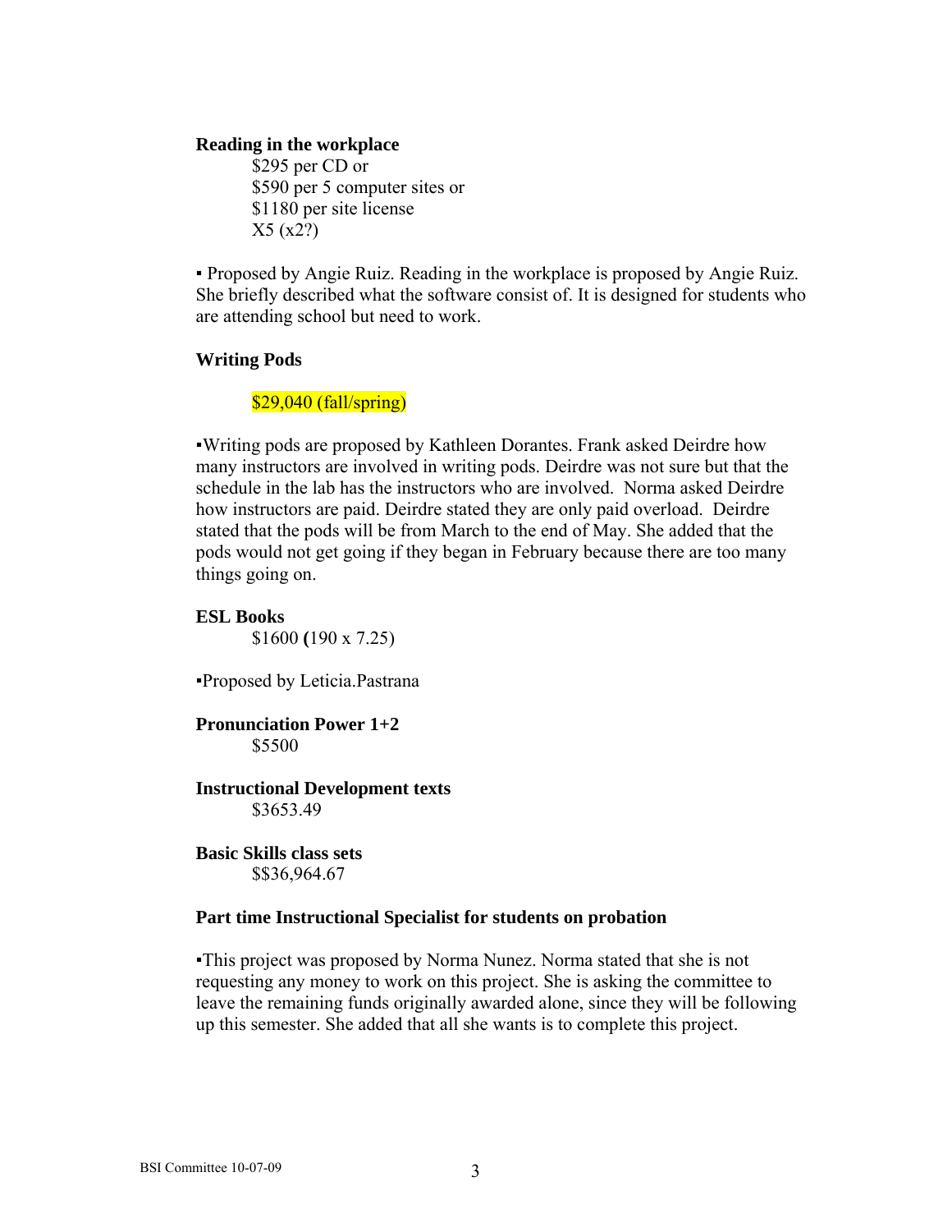**Reading in the workplace**

$295 per CD or
$590 per 5 computer sites or
$1180 per site license
X5 (x2?)

▪ Proposed by Angie Ruiz. Reading in the workplace is proposed by Angie Ruiz. She briefly described what the software consist of. It is designed for students who are attending school but need to work.

**Writing Pods**

$29,040 (fall/spring)

▪Writing pods are proposed by Kathleen Dorantes. Frank asked Deirdre how many instructors are involved in writing pods. Deirdre was not sure but that the schedule in the lab has the instructors who are involved. Norma asked Deirdre how instructors are paid. Deirdre stated they are only paid overload. Deirdre stated that the pods will be from March to the end of May. She added that the pods would not get going if they began in February because there are too many things going on.

**ESL Books**

$1600 **(**190 x 7.25)

▪Proposed by Leticia.Pastrana

**Pronunciation Power 1+2**

$5500

**Instructional Development texts**

$3653.49

**Basic Skills class sets**

$$36,964.67

**Part time Instructional Specialist for students on probation**

▪This project was proposed by Norma Nunez. Norma stated that she is not requesting any money to work on this project. She is asking the committee to leave the remaining funds originally awarded alone, since they will be following up this semester. She added that all she wants is to complete this project.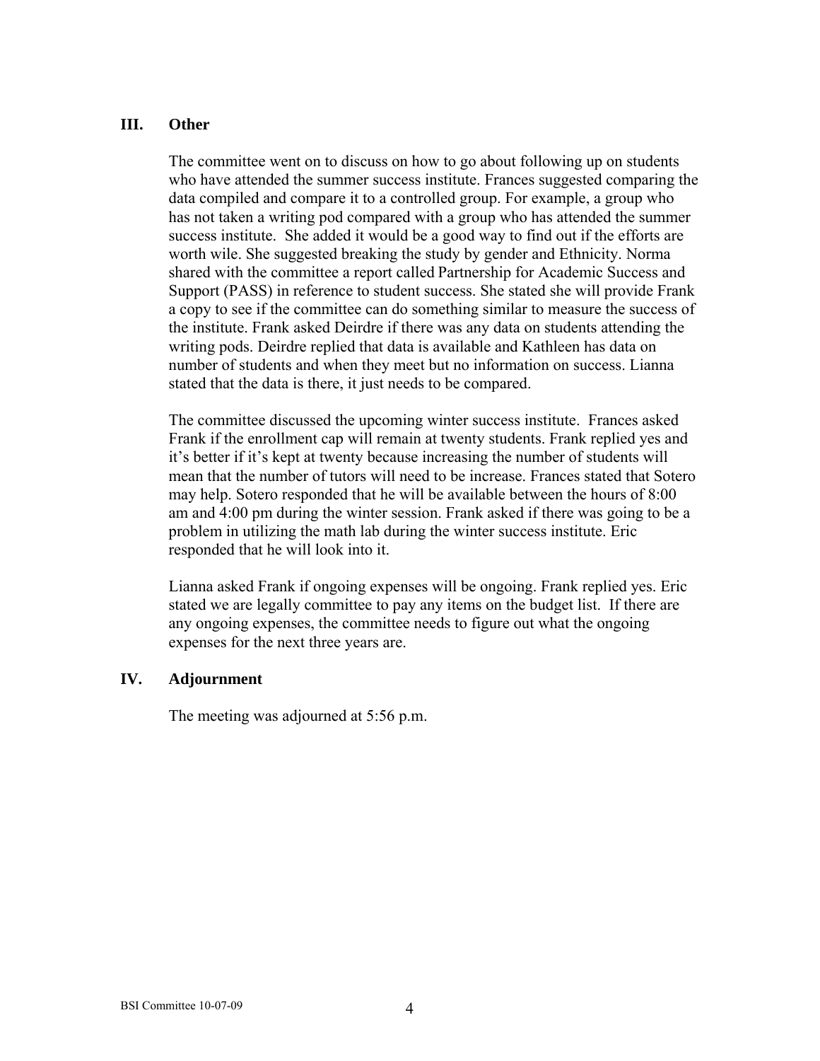## III. Other

The committee went on to discuss on how to go about following up on students who have attended the summer success institute. Frances suggested comparing the data compiled and compare it to a controlled group. For example, a group who has not taken a writing pod compared with a group who has attended the summer success institute. She added it would be a good way to find out if the efforts are worth wile. She suggested breaking the study by gender and Ethnicity. Norma shared with the committee a report called Partnership for Academic Success and Support (PASS) in reference to student success. She stated she will provide Frank a copy to see if the committee can do something similar to measure the success of the institute. Frank asked Deirdre if there was any data on students attending the writing pods. Deirdre replied that data is available and Kathleen has data on number of students and when they meet but no information on success. Lianna stated that the data is there, it just needs to be compared.

The committee discussed the upcoming winter success institute. Frances asked Frank if the enrollment cap will remain at twenty students. Frank replied yes and it's better if it's kept at twenty because increasing the number of students will mean that the number of tutors will need to be increase. Frances stated that Sotero may help. Sotero responded that he will be available between the hours of 8:00 am and 4:00 pm during the winter session. Frank asked if there was going to be a problem in utilizing the math lab during the winter success institute. Eric responded that he will look into it.

Lianna asked Frank if ongoing expenses will be ongoing. Frank replied yes. Eric stated we are legally committee to pay any items on the budget list. If there are any ongoing expenses, the committee needs to figure out what the ongoing expenses for the next three years are.

## IV. Adjournment

The meeting was adjourned at 5:56 p.m.